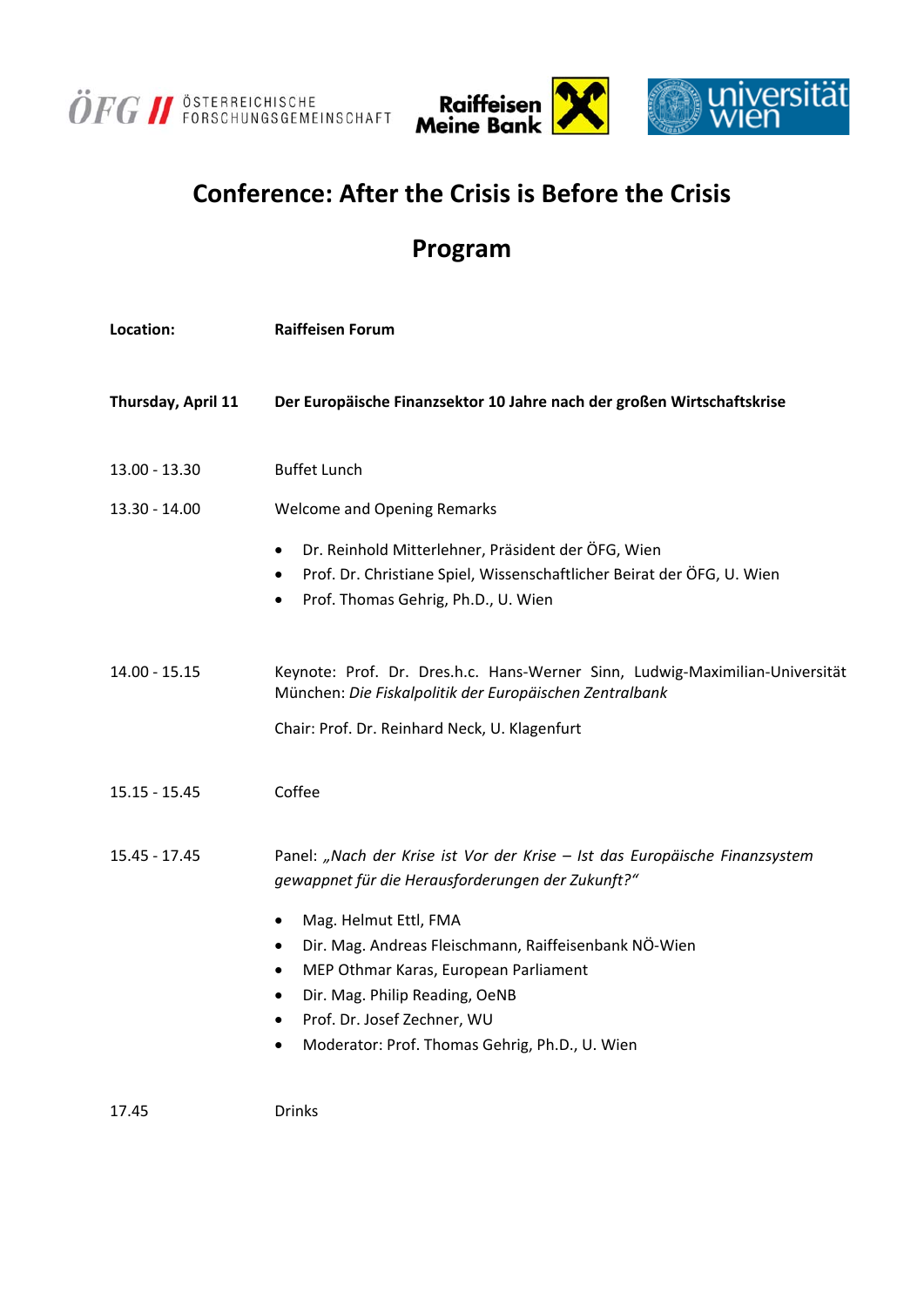# Conference: After the Crisis is Before the Crisis

## Program

**Location:** **Raiffeisen Forum**

**Thursday, April 11** **Der Europäische Finanzsektor 10 Jahre nach der großen Wirtschaftskrise**

13.00 - 13.30 Buffet Lunch

13.30 - 14.00 Welcome and Opening Remarks

- Dr. Reinhold Mitterlehner, Präsident der ÖFG, Wien
- Prof. Dr. Christiane Spiel, Wissenschaftlicher Beirat der ÖFG, U. Wien
- Prof. Thomas Gehrig, Ph.D., U. Wien

14.00 - 15.15 Keynote: Prof. Dr. Dres.h.c. Hans-Werner Sinn, Ludwig-Maximilian-Universität München: *Die Fiskalpolitik der Europäischen Zentralbank*

Chair: Prof. Dr. Reinhard Neck, U. Klagenfurt

15.15 - 15.45 Coffee

15.45 - 17.45 Panel: *„Nach der Krise ist Vor der Krise – Ist das Europäische Finanzsystem gewappnet für die Herausforderungen der Zukunft?"*

- Mag. Helmut Ettl, FMA
- Dir. Mag. Andreas Fleischmann, Raiffeisenbank NÖ-Wien
- MEP Othmar Karas, European Parliament
- Dir. Mag. Philip Reading, OeNB
- Prof. Dr. Josef Zechner, WU
- Moderator: Prof. Thomas Gehrig, Ph.D., U. Wien

17.45 Drinks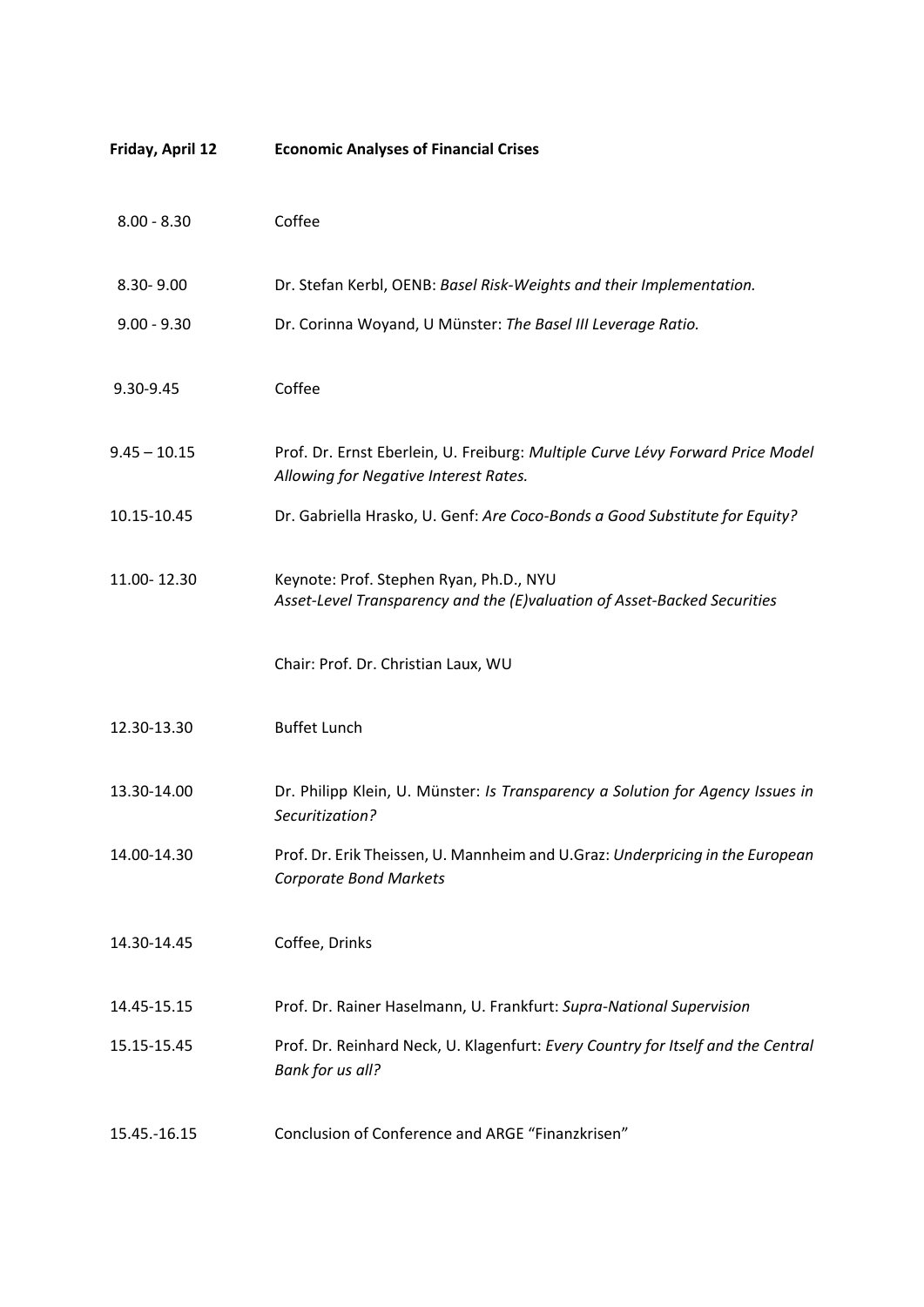**Friday, April 12** **Economic Analyses of Financial Crises**

| | |
|---|---|
| 8.00 - 8.30 | Coffee |
| 8.30- 9.00 | Dr. Stefan Kerbl, OENB: *Basel Risk-Weights and their Implementation.* |
| 9.00 - 9.30 | Dr. Corinna Woyand, U Münster: *The Basel III Leverage Ratio.* |
| 9.30-9.45 | Coffee |
| 9.45 – 10.15 | Prof. Dr. Ernst Eberlein, U. Freiburg: *Multiple Curve Lévy Forward Price Model Allowing for Negative Interest Rates.* |
| 10.15-10.45 | Dr. Gabriella Hrasko, U. Genf: *Are Coco-Bonds a Good Substitute for Equity?* |
| 11.00- 12.30 | Keynote: Prof. Stephen Ryan, Ph.D., NYU<br>*Asset-Level Transparency and the (E)valuation of Asset-Backed Securities* |
| | Chair: Prof. Dr. Christian Laux, WU |
| 12.30-13.30 | Buffet Lunch |
| 13.30-14.00 | Dr. Philipp Klein, U. Münster: *Is Transparency a Solution for Agency Issues in Securitization?* |
| 14.00-14.30 | Prof. Dr. Erik Theissen, U. Mannheim and U.Graz: *Underpricing in the European Corporate Bond Markets* |
| 14.30-14.45 | Coffee, Drinks |
| 14.45-15.15 | Prof. Dr. Rainer Haselmann, U. Frankfurt: *Supra-National Supervision* |
| 15.15-15.45 | Prof. Dr. Reinhard Neck, U. Klagenfurt: *Every Country for Itself and the Central Bank for us all?* |
| 15.45.-16.15 | Conclusion of Conference and ARGE "Finanzkrisen" |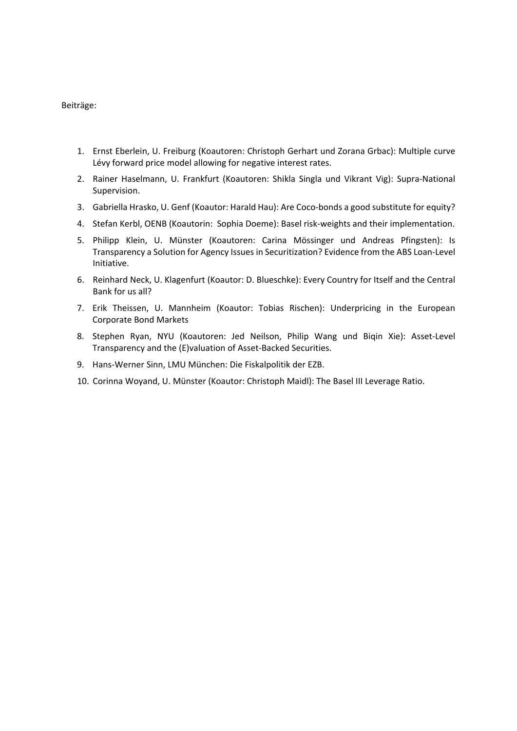Beiträge:

1. Ernst Eberlein, U. Freiburg (Koautoren: Christoph Gerhart und Zorana Grbac): Multiple curve Lévy forward price model allowing for negative interest rates.
2. Rainer Haselmann, U. Frankfurt (Koautoren: Shikla Singla und Vikrant Vig): Supra-National Supervision.
3. Gabriella Hrasko, U. Genf (Koautor: Harald Hau): Are Coco-bonds a good substitute for equity?
4. Stefan Kerbl, OENB (Koautorin: Sophia Doeme): Basel risk-weights and their implementation.
5. Philipp Klein, U. Münster (Koautoren: Carina Mössinger und Andreas Pfingsten): Is Transparency a Solution for Agency Issues in Securitization? Evidence from the ABS Loan-Level Initiative.
6. Reinhard Neck, U. Klagenfurt (Koautor: D. Blueschke): Every Country for Itself and the Central Bank for us all?
7. Erik Theissen, U. Mannheim (Koautor: Tobias Rischen): Underpricing in the European Corporate Bond Markets
8. Stephen Ryan, NYU (Koautoren: Jed Neilson, Philip Wang und Biqin Xie): Asset-Level Transparency and the (E)valuation of Asset-Backed Securities.
9. Hans-Werner Sinn, LMU München: Die Fiskalpolitik der EZB.
10. Corinna Woyand, U. Münster (Koautor: Christoph Maidl): The Basel III Leverage Ratio.